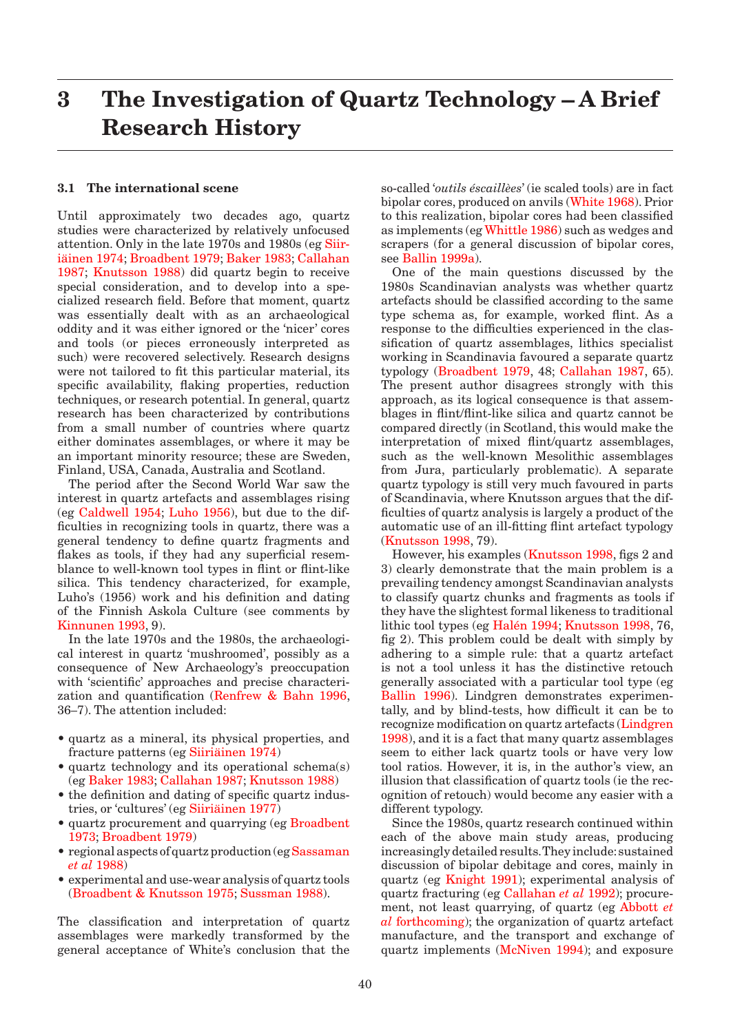# 3 The Investigation of Quartz Technology – A Brief Research History

### 3.1 The international scene

Until approximately two decades ago, quartz studies were characterized by relatively unfocused attention. Only in the late 1970s and 1980s (eg Siiriäinen 1974; Broadbent 1979; Baker 1983; Callahan 1987; Knutsson 1988) did quartz begin to receive special consideration, and to develop into a specialized research field. Before that moment, quartz was essentially dealt with as an archaeological oddity and it was either ignored or the 'nicer' cores and tools (or pieces erroneously interpreted as such) were recovered selectively. Research designs were not tailored to fit this particular material, its specific availability, flaking properties, reduction techniques, or research potential. In general, quartz research has been characterized by contributions from a small number of countries where quartz either dominates assemblages, or where it may be an important minority resource; these are Sweden, Finland, USA, Canada, Australia and Scotland.

The period after the Second World War saw the interest in quartz artefacts and assemblages rising (eg Caldwell 1954; Luho 1956), but due to the difficulties in recognizing tools in quartz, there was a general tendency to define quartz fragments and flakes as tools, if they had any superficial resemblance to well-known tool types in flint or flint-like silica. This tendency characterized, for example, Luho's (1956) work and his definition and dating of the Finnish Askola Culture (see comments by Kinnunen 1993, 9).

In the late 1970s and the 1980s, the archaeological interest in quartz 'mushroomed', possibly as a consequence of New Archaeology's preoccupation with 'scientific' approaches and precise characterization and quantification (Renfrew & Bahn 1996, 36–7). The attention included:

- quartz as a mineral, its physical properties, and fracture patterns (eg Siiriäinen 1974)
- quartz technology and its operational schema(s) (eg Baker 1983; Callahan 1987; Knutsson 1988)
- the definition and dating of specific quartz industries, or 'cultures' (eg Siiriäinen 1977)
- quartz procurement and quarrying (eg Broadbent 1973; Broadbent 1979)
- regional aspects of quartz production (eg Sassaman *et al* 1988)
- experimental and use-wear analysis of quartz tools (Broadbent & Knutsson 1975; Sussman 1988).

The classification and interpretation of quartz assemblages were markedly transformed by the general acceptance of White's conclusion that the so-called '*outils éscaillèes*' (ie scaled tools) are in fact bipolar cores, produced on anvils (White 1968). Prior to this realization, bipolar cores had been classified as implements (eg Whittle 1986) such as wedges and scrapers (for a general discussion of bipolar cores, see Ballin 1999a).

One of the main questions discussed by the 1980s Scandinavian analysts was whether quartz artefacts should be classified according to the same type schema as, for example, worked flint. As a response to the difficulties experienced in the classification of quartz assemblages, lithics specialist working in Scandinavia favoured a separate quartz typology (Broadbent 1979, 48; Callahan 1987, 65). The present author disagrees strongly with this approach, as its logical consequence is that assemblages in flint/flint-like silica and quartz cannot be compared directly (in Scotland, this would make the interpretation of mixed flint/quartz assemblages, such as the well-known Mesolithic assemblages from Jura, particularly problematic). A separate quartz typology is still very much favoured in parts of Scandinavia, where Knutsson argues that the difficulties of quartz analysis is largely a product of the automatic use of an ill-fitting flint artefact typology (Knutsson 1998, 79).

However, his examples (Knutsson 1998, figs 2 and 3) clearly demonstrate that the main problem is a prevailing tendency amongst Scandinavian analysts to classify quartz chunks and fragments as tools if they have the slightest formal likeness to traditional lithic tool types (eg Halén 1994; Knutsson 1998, 76, fig 2). This problem could be dealt with simply by adhering to a simple rule: that a quartz artefact is not a tool unless it has the distinctive retouch generally associated with a particular tool type (eg Ballin 1996). Lindgren demonstrates experimentally, and by blind-tests, how difficult it can be to recognize modification on quartz artefacts (Lindgren 1998), and it is a fact that many quartz assemblages seem to either lack quartz tools or have very low tool ratios. However, it is, in the author's view, an illusion that classification of quartz tools (ie the recognition of retouch) would become any easier with a different typology.

Since the 1980s, quartz research continued within each of the above main study areas, producing increasingly detailed results. They include: sustained discussion of bipolar debitage and cores, mainly in quartz (eg Knight 1991); experimental analysis of quartz fracturing (eg Callahan *et al* 1992); procurement, not least quarrying, of quartz (eg Abbott *et al* forthcoming); the organization of quartz artefact manufacture, and the transport and exchange of quartz implements (McNiven 1994); and exposure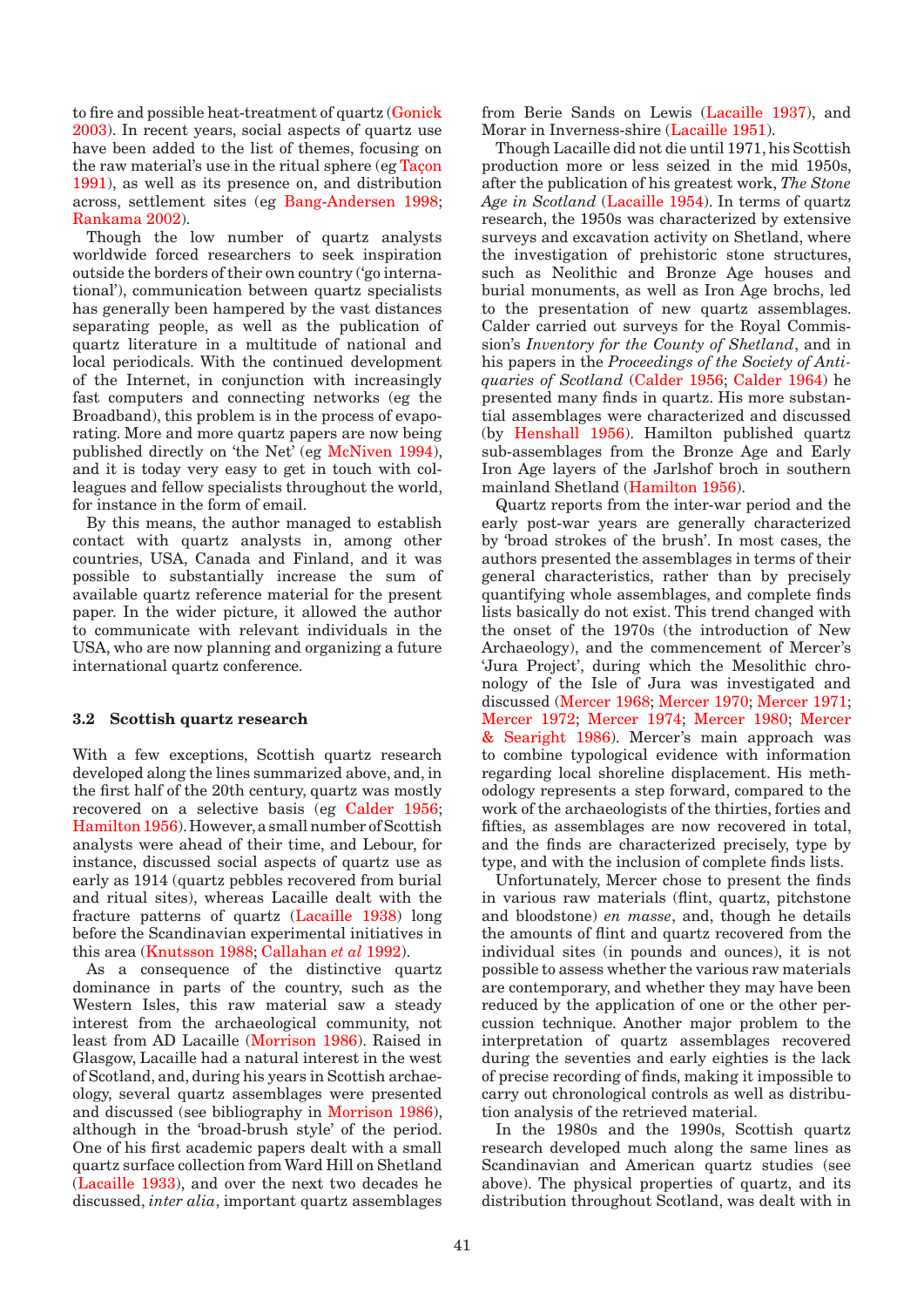to fire and possible heat-treatment of quartz (Gonick 2003). In recent years, social aspects of quartz use have been added to the list of themes, focusing on the raw material's use in the ritual sphere (eg Taçon 1991), as well as its presence on, and distribution across, settlement sites (eg Bang-Andersen 1998; Rankama 2002).

Though the low number of quartz analysts worldwide forced researchers to seek inspiration outside the borders of their own country ('go international'), communication between quartz specialists has generally been hampered by the vast distances separating people, as well as the publication of quartz literature in a multitude of national and local periodicals. With the continued development of the Internet, in conjunction with increasingly fast computers and connecting networks (eg the Broadband), this problem is in the process of evaporating. More and more quartz papers are now being published directly on 'the Net' (eg McNiven 1994), and it is today very easy to get in touch with colleagues and fellow specialists throughout the world, for instance in the form of email.

By this means, the author managed to establish contact with quartz analysts in, among other countries, USA, Canada and Finland, and it was possible to substantially increase the sum of available quartz reference material for the present paper. In the wider picture, it allowed the author to communicate with relevant individuals in the USA, who are now planning and organizing a future international quartz conference.

### 3.2 Scottish quartz research

With a few exceptions, Scottish quartz research developed along the lines summarized above, and, in the first half of the 20th century, quartz was mostly recovered on a selective basis (eg Calder 1956; Hamilton 1956). However, a small number of Scottish analysts were ahead of their time, and Lebour, for instance, discussed social aspects of quartz use as early as 1914 (quartz pebbles recovered from burial and ritual sites), whereas Lacaille dealt with the fracture patterns of quartz (Lacaille 1938) long before the Scandinavian experimental initiatives in this area (Knutsson 1988; Callahan *et al* 1992).

As a consequence of the distinctive quartz dominance in parts of the country, such as the Western Isles, this raw material saw a steady interest from the archaeological community, not least from AD Lacaille (Morrison 1986). Raised in Glasgow, Lacaille had a natural interest in the west of Scotland, and, during his years in Scottish archaeology, several quartz assemblages were presented and discussed (see bibliography in Morrison 1986), although in the 'broad-brush style' of the period. One of his first academic papers dealt with a small quartz surface collection from Ward Hill on Shetland (Lacaille 1933), and over the next two decades he discussed, *inter alia*, important quartz assemblages from Berie Sands on Lewis (Lacaille 1937), and Morar in Inverness-shire (Lacaille 1951).

Though Lacaille did not die until 1971, his Scottish production more or less seized in the mid 1950s, after the publication of his greatest work, *The Stone Age in Scotland* (Lacaille 1954). In terms of quartz research, the 1950s was characterized by extensive surveys and excavation activity on Shetland, where the investigation of prehistoric stone structures, such as Neolithic and Bronze Age houses and burial monuments, as well as Iron Age brochs, led to the presentation of new quartz assemblages. Calder carried out surveys for the Royal Commission's *Inventory for the County of Shetland*, and in his papers in the *Proceedings of the Society of Antiquaries of Scotland* (Calder 1956; Calder 1964) he presented many finds in quartz. His more substantial assemblages were characterized and discussed (by Henshall 1956). Hamilton published quartz sub-assemblages from the Bronze Age and Early Iron Age layers of the Jarlshof broch in southern mainland Shetland (Hamilton 1956).

Quartz reports from the inter-war period and the early post-war years are generally characterized by 'broad strokes of the brush'. In most cases, the authors presented the assemblages in terms of their general characteristics, rather than by precisely quantifying whole assemblages, and complete finds lists basically do not exist. This trend changed with the onset of the 1970s (the introduction of New Archaeology), and the commencement of Mercer's 'Jura Project', during which the Mesolithic chronology of the Isle of Jura was investigated and discussed (Mercer 1968; Mercer 1970; Mercer 1971; Mercer 1972; Mercer 1974; Mercer 1980; Mercer & Searight 1986). Mercer's main approach was to combine typological evidence with information regarding local shoreline displacement. His methodology represents a step forward, compared to the work of the archaeologists of the thirties, forties and fifties, as assemblages are now recovered in total, and the finds are characterized precisely, type by type, and with the inclusion of complete finds lists.

Unfortunately, Mercer chose to present the finds in various raw materials (flint, quartz, pitchstone and bloodstone) *en masse*, and, though he details the amounts of flint and quartz recovered from the individual sites (in pounds and ounces), it is not possible to assess whether the various raw materials are contemporary, and whether they may have been reduced by the application of one or the other percussion technique. Another major problem to the interpretation of quartz assemblages recovered during the seventies and early eighties is the lack of precise recording of finds, making it impossible to carry out chronological controls as well as distribution analysis of the retrieved material.

In the 1980s and the 1990s, Scottish quartz research developed much along the same lines as Scandinavian and American quartz studies (see above). The physical properties of quartz, and its distribution throughout Scotland, was dealt with in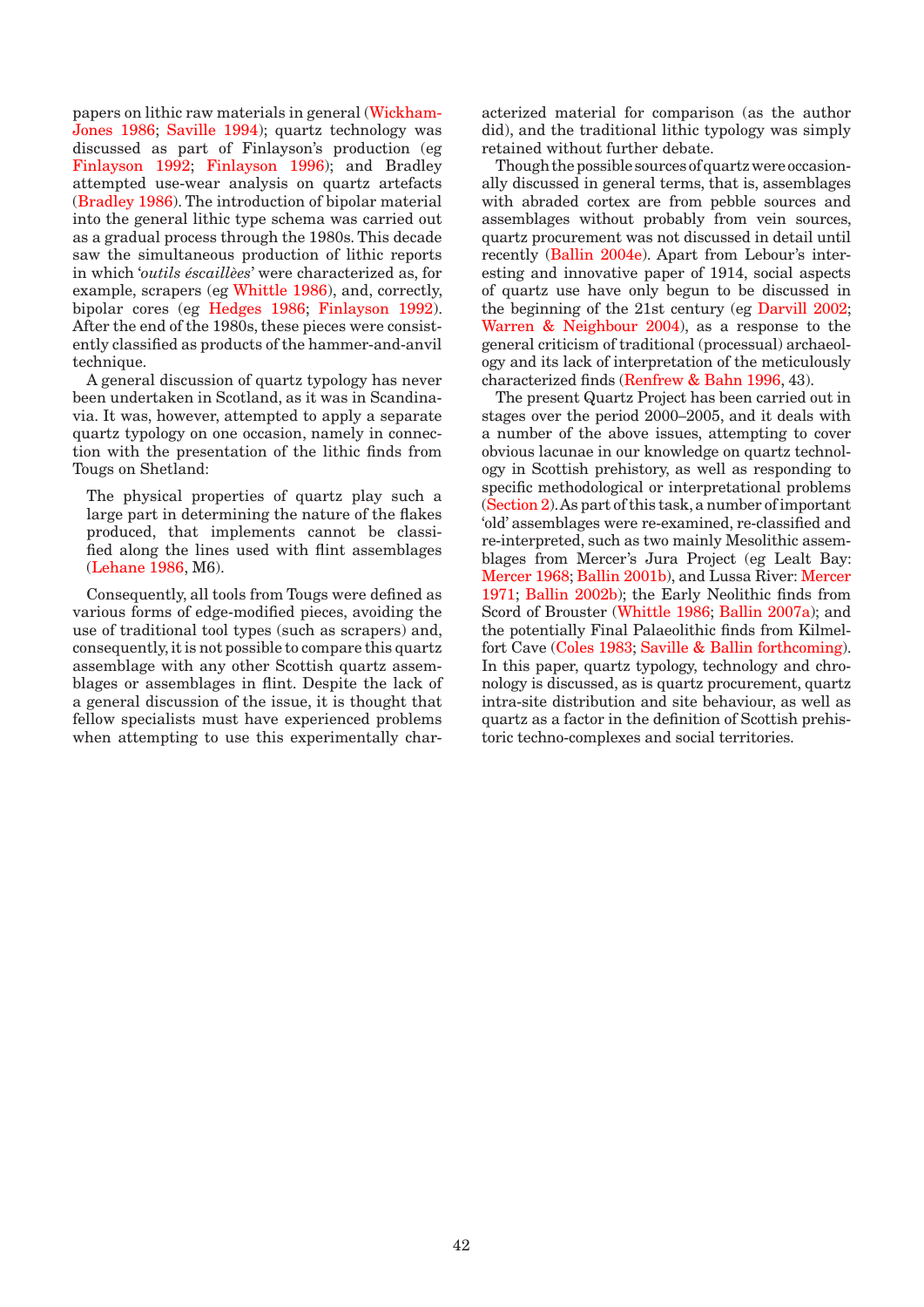papers on lithic raw materials in general (Wickham-Jones 1986; Saville 1994); quartz technology was discussed as part of Finlayson's production (eg Finlayson 1992; Finlayson 1996); and Bradley attempted use-wear analysis on quartz artefacts (Bradley 1986). The introduction of bipolar material into the general lithic type schema was carried out as a gradual process through the 1980s. This decade saw the simultaneous production of lithic reports in which '*outils éscaillèes*' were characterized as, for example, scrapers (eg Whittle 1986), and, correctly, bipolar cores (eg Hedges 1986; Finlayson 1992). After the end of the 1980s, these pieces were consistently classified as products of the hammer-and-anvil technique.

A general discussion of quartz typology has never been undertaken in Scotland, as it was in Scandinavia. It was, however, attempted to apply a separate quartz typology on one occasion, namely in connection with the presentation of the lithic finds from Tougs on Shetland:

> The physical properties of quartz play such a large part in determining the nature of the flakes produced, that implements cannot be classified along the lines used with flint assemblages (Lehane 1986, M6).

Consequently, all tools from Tougs were defined as various forms of edge-modified pieces, avoiding the use of traditional tool types (such as scrapers) and, consequently, it is not possible to compare this quartz assemblage with any other Scottish quartz assemblages or assemblages in flint. Despite the lack of a general discussion of the issue, it is thought that fellow specialists must have experienced problems when attempting to use this experimentally characterized material for comparison (as the author did), and the traditional lithic typology was simply retained without further debate.

Though the possible sources of quartz were occasionally discussed in general terms, that is, assemblages with abraded cortex are from pebble sources and assemblages without probably from vein sources, quartz procurement was not discussed in detail until recently (Ballin 2004e). Apart from Lebour's interesting and innovative paper of 1914, social aspects of quartz use have only begun to be discussed in the beginning of the 21st century (eg Darvill 2002; Warren & Neighbour 2004), as a response to the general criticism of traditional (processual) archaeology and its lack of interpretation of the meticulously characterized finds (Renfrew & Bahn 1996, 43).

The present Quartz Project has been carried out in stages over the period 2000–2005, and it deals with a number of the above issues, attempting to cover obvious lacunae in our knowledge on quartz technology in Scottish prehistory, as well as responding to specific methodological or interpretational problems (Section 2). As part of this task, a number of important 'old' assemblages were re-examined, re-classified and re-interpreted, such as two mainly Mesolithic assemblages from Mercer's Jura Project (eg Lealt Bay: Mercer 1968; Ballin 2001b), and Lussa River: Mercer 1971; Ballin 2002b); the Early Neolithic finds from Scord of Brouster (Whittle 1986; Ballin 2007a); and the potentially Final Palaeolithic finds from Kilmelfort Cave (Coles 1983; Saville & Ballin forthcoming). In this paper, quartz typology, technology and chronology is discussed, as is quartz procurement, quartz intra-site distribution and site behaviour, as well as quartz as a factor in the definition of Scottish prehistoric techno-complexes and social territories.